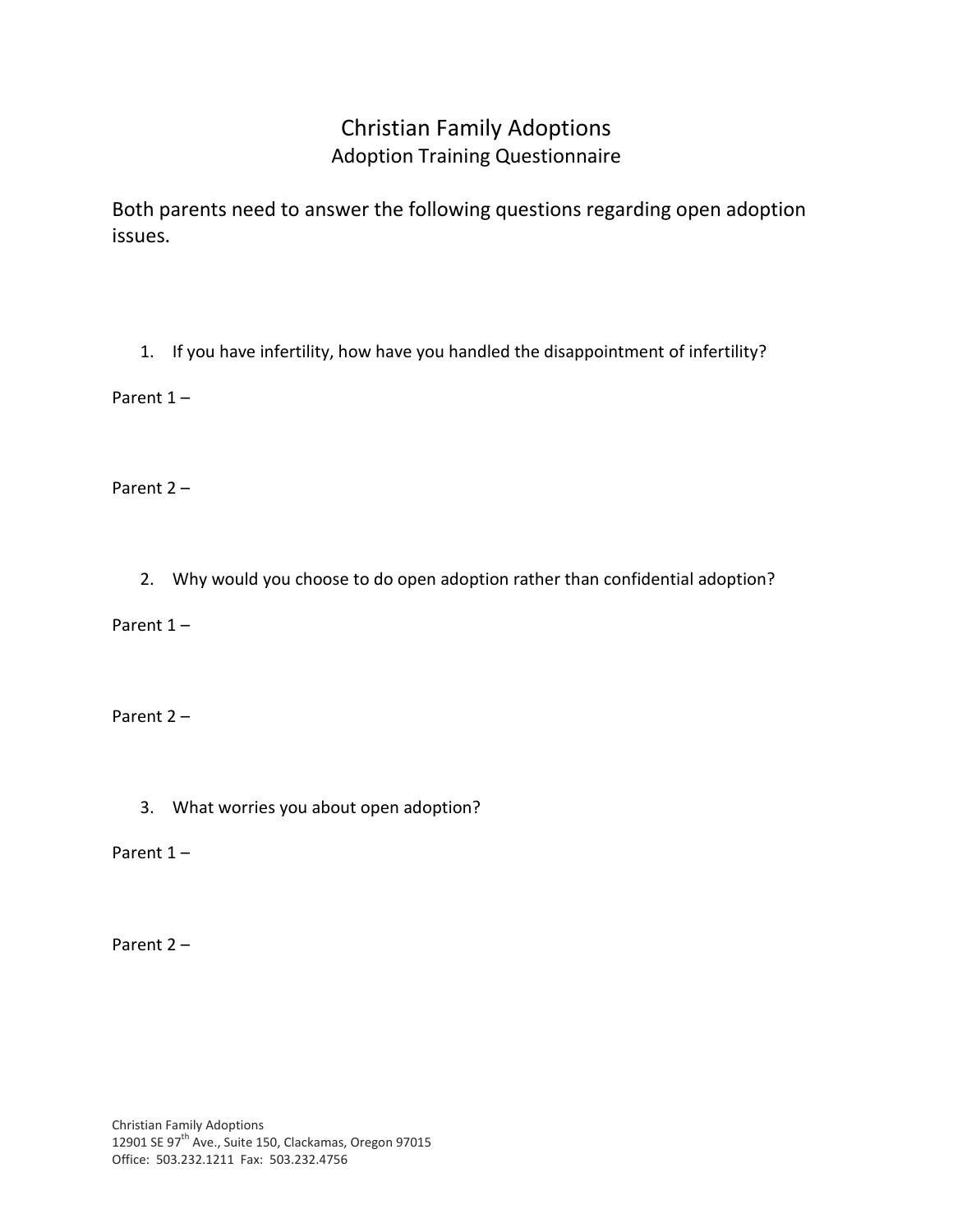# Christian Family Adoptions

## Adoption Training Questionnaire

Both parents need to answer the following questions regarding open adoption issues.

1. If you have infertility, how have you handled the disappointment of infertility?

Parent 1 –

Parent 2 –

2. Why would you choose to do open adoption rather than confidential adoption?

Parent 1 –

Parent 2 –

3. What worries you about open adoption?

Parent 1 –

Parent 2 –

Christian Family Adoptions
12901 SE 97th Ave., Suite 150, Clackamas, Oregon 97015
Office: 503.232.1211 Fax: 503.232.4756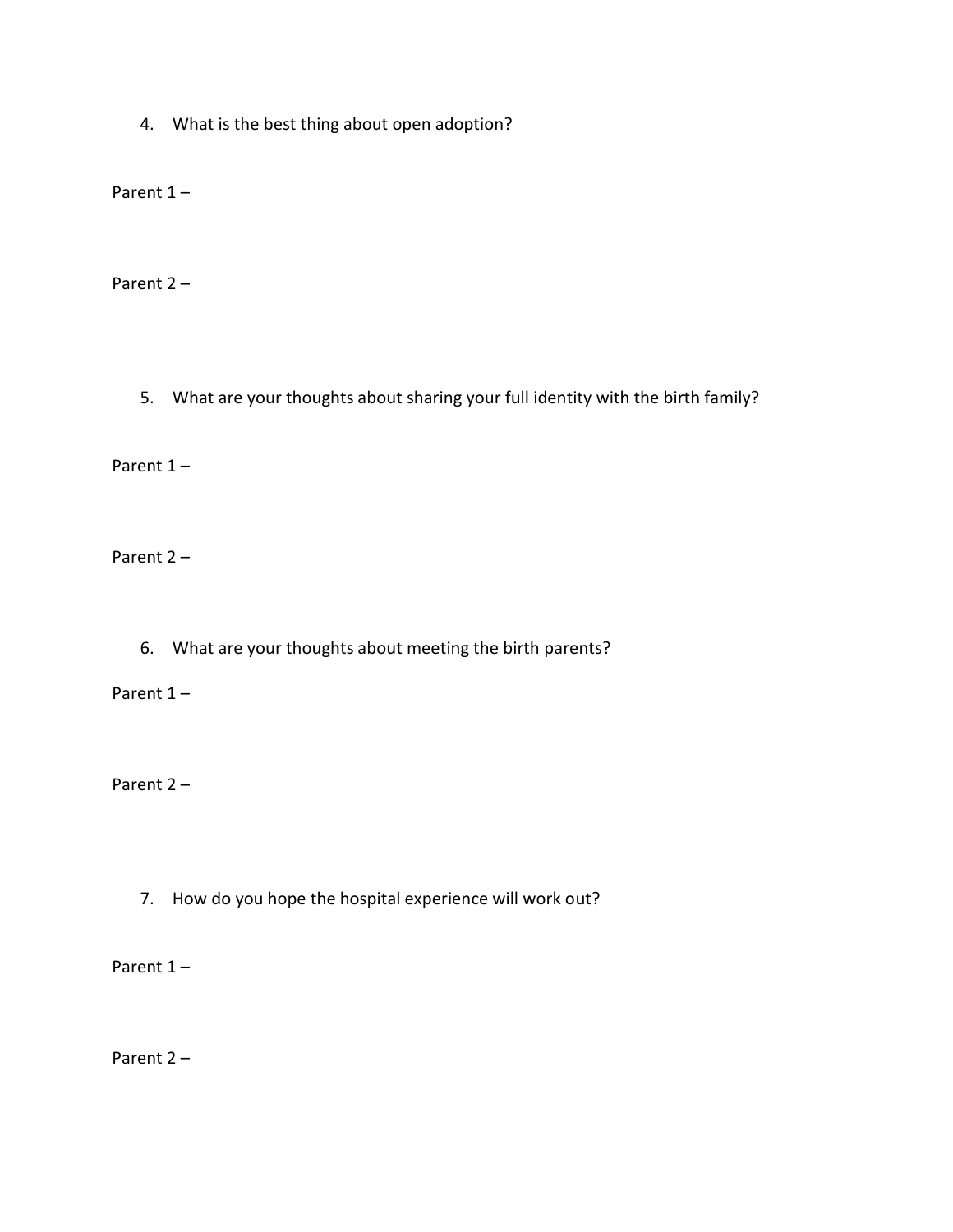4. What is the best thing about open adoption?

Parent 1 –

Parent 2 –

5. What are your thoughts about sharing your full identity with the birth family?

Parent 1 –

Parent 2 –

6. What are your thoughts about meeting the birth parents?

Parent 1 –

Parent 2 –

7. How do you hope the hospital experience will work out?

Parent 1 –

Parent 2 –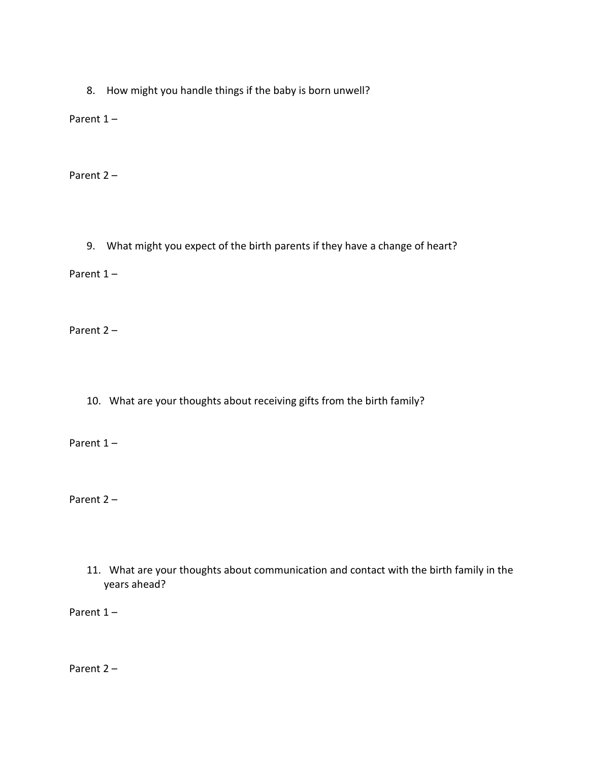8. How might you handle things if the baby is born unwell?

Parent 1 –

Parent 2 –

9. What might you expect of the birth parents if they have a change of heart?

Parent 1 –

Parent 2 –

10. What are your thoughts about receiving gifts from the birth family?

Parent 1 –

Parent 2 –

11. What are your thoughts about communication and contact with the birth family in the years ahead?

Parent 1 –

Parent 2 –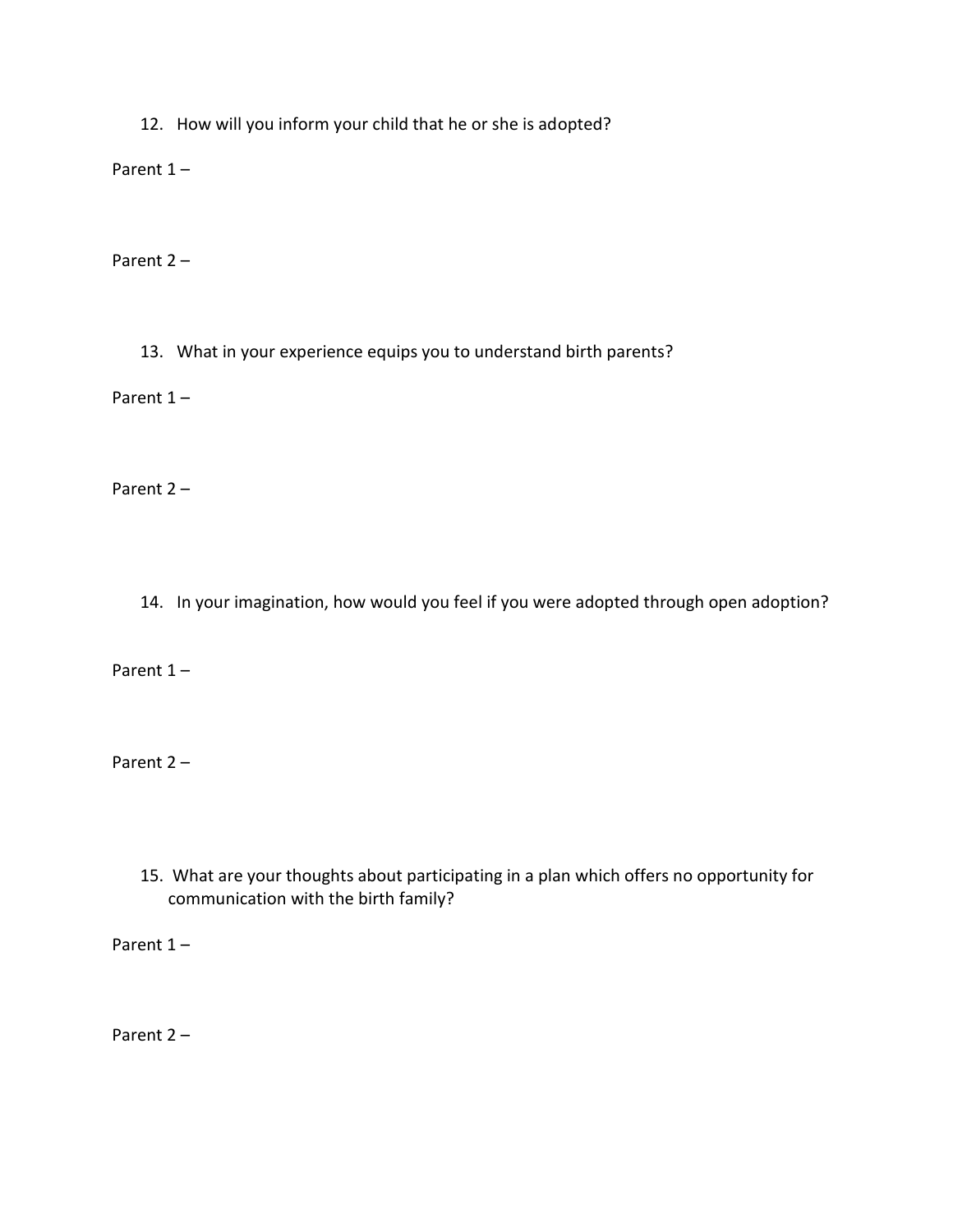12. How will you inform your child that he or she is adopted?

Parent 1 –

Parent 2 –

13. What in your experience equips you to understand birth parents?

Parent 1 –

Parent 2 –

14. In your imagination, how would you feel if you were adopted through open adoption?

Parent 1 –

Parent 2 –

15. What are your thoughts about participating in a plan which offers no opportunity for communication with the birth family?

Parent 1 –

Parent 2 –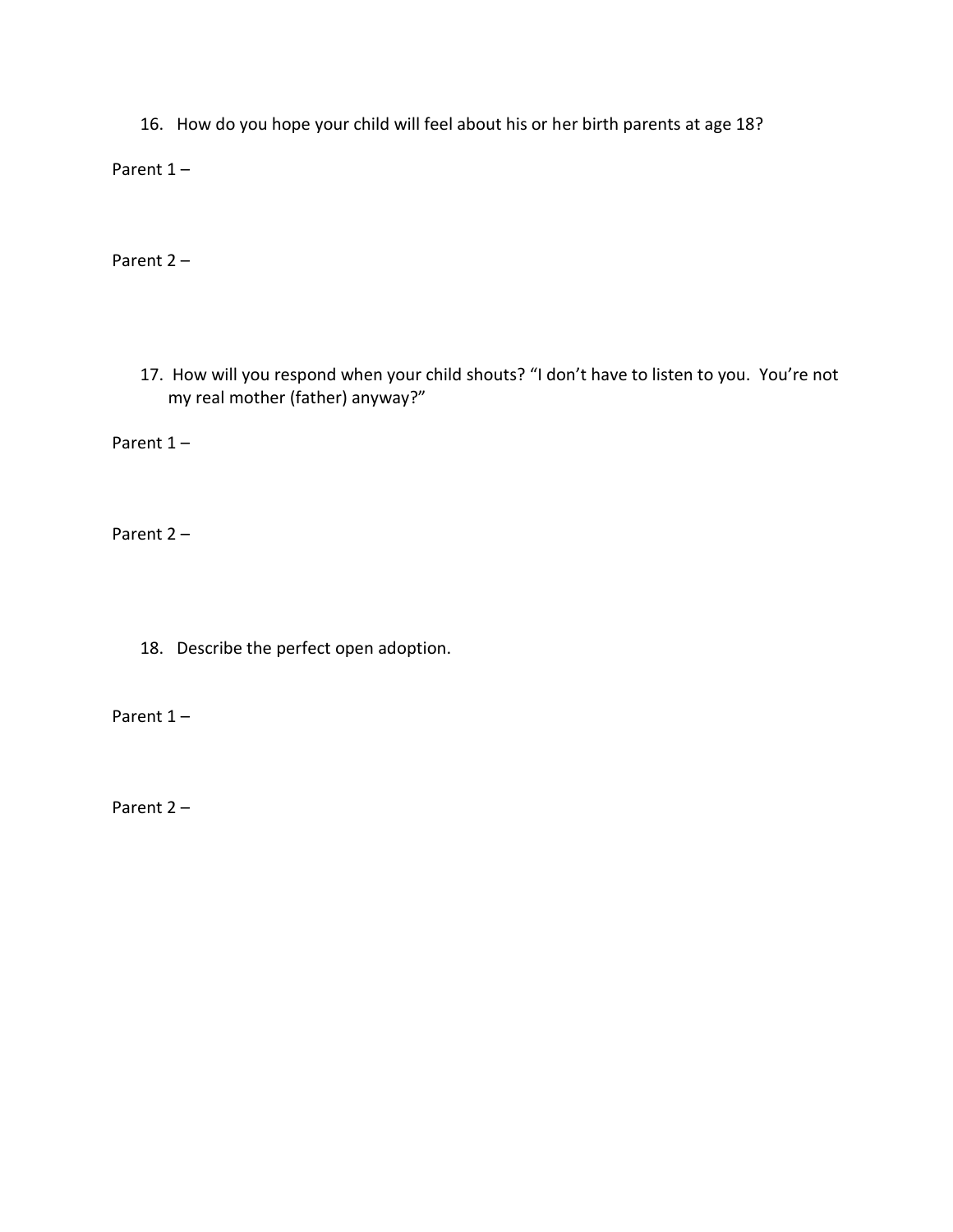16. How do you hope your child will feel about his or her birth parents at age 18?

Parent 1 –

Parent 2 –

17. How will you respond when your child shouts? "I don't have to listen to you. You're not my real mother (father) anyway?"

Parent 1 –

Parent 2 –

18. Describe the perfect open adoption.

Parent 1 –

Parent 2 –